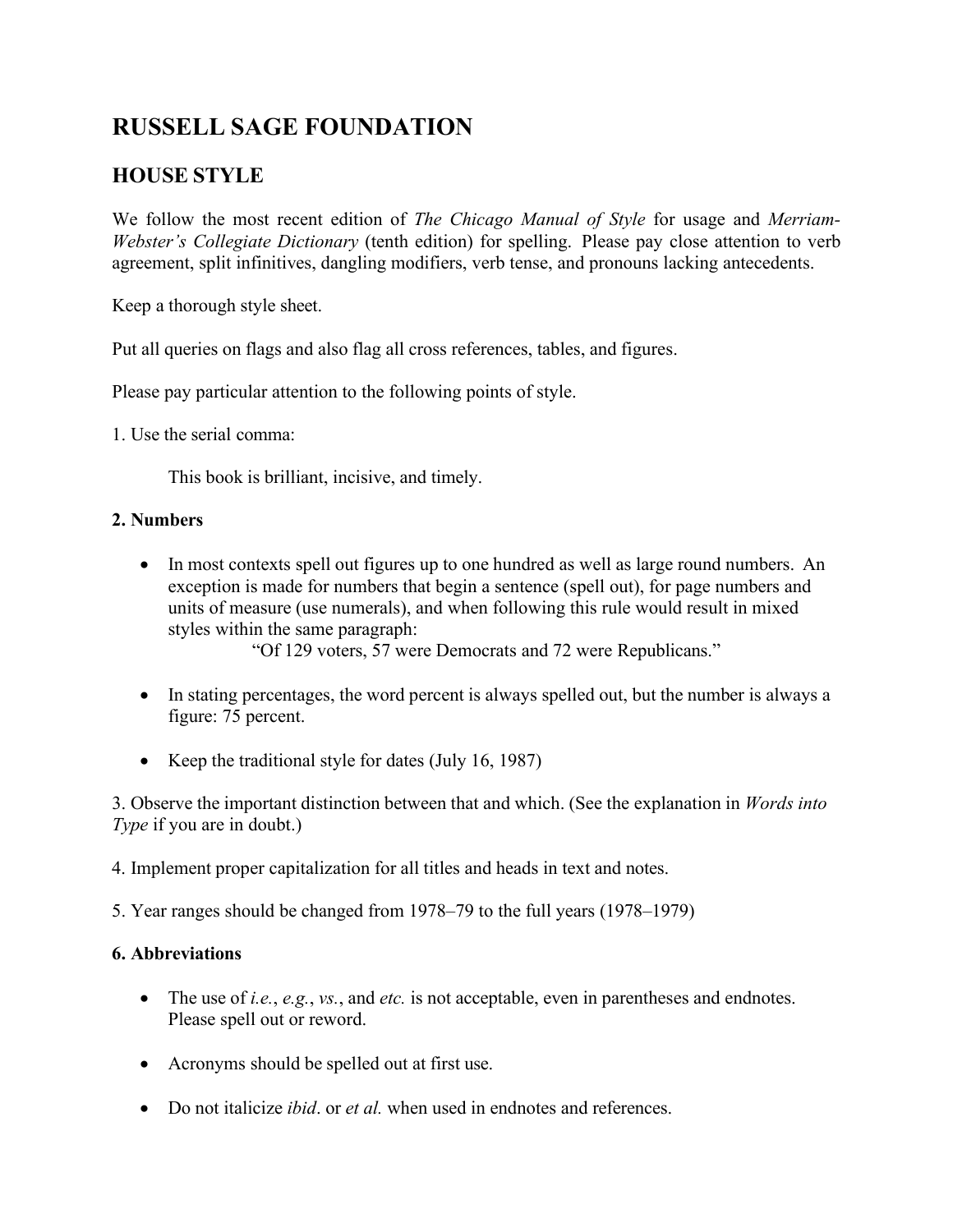# RUSSELL SAGE FOUNDATION

## HOUSE STYLE

We follow the most recent edition of *The Chicago Manual of Style* for usage and *Merriam-Webster's Collegiate Dictionary* (tenth edition) for spelling. Please pay close attention to verb agreement, split infinitives, dangling modifiers, verb tense, and pronouns lacking antecedents.

Keep a thorough style sheet.

Put all queries on flags and also flag all cross references, tables, and figures.

Please pay particular attention to the following points of style.

1. Use the serial comma:

    This book is brilliant, incisive, and timely.

**2. Numbers**

- In most contexts spell out figures up to one hundred as well as large round numbers. An exception is made for numbers that begin a sentence (spell out), for page numbers and units of measure (use numerals), and when following this rule would result in mixed styles within the same paragraph:
  "Of 129 voters, 57 were Democrats and 72 were Republicans."

- In stating percentages, the word percent is always spelled out, but the number is always a figure: 75 percent.

- Keep the traditional style for dates (July 16, 1987)

3. Observe the important distinction between that and which. (See the explanation in *Words into Type* if you are in doubt.)

4. Implement proper capitalization for all titles and heads in text and notes.

5. Year ranges should be changed from 1978–79 to the full years (1978–1979)

**6. Abbreviations**

- The use of *i.e.*, *e.g.*, *vs.*, and *etc.* is not acceptable, even in parentheses and endnotes. Please spell out or reword.

- Acronyms should be spelled out at first use.

- Do not italicize *ibid*. or *et al.* when used in endnotes and references.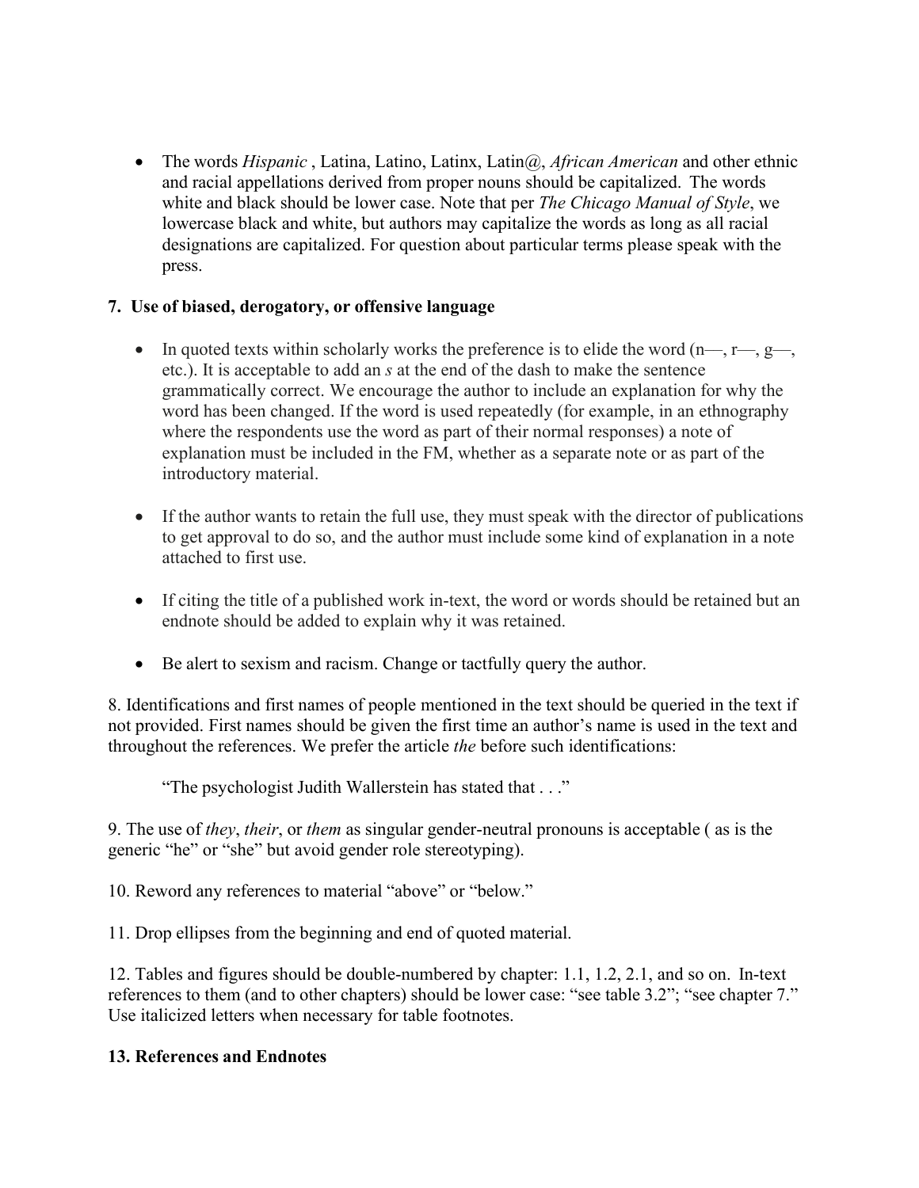- The words *Hispanic* , Latina, Latino, Latinx, Latin@, *African American* and other ethnic and racial appellations derived from proper nouns should be capitalized. The words white and black should be lower case. Note that per *The Chicago Manual of Style*, we lowercase black and white, but authors may capitalize the words as long as all racial designations are capitalized. For question about particular terms please speak with the press.

**7. Use of biased, derogatory, or offensive language**

- In quoted texts within scholarly works the preference is to elide the word (n—, r—, g—, etc.). It is acceptable to add an *s* at the end of the dash to make the sentence grammatically correct. We encourage the author to include an explanation for why the word has been changed. If the word is used repeatedly (for example, in an ethnography where the respondents use the word as part of their normal responses) a note of explanation must be included in the FM, whether as a separate note or as part of the introductory material.

- If the author wants to retain the full use, they must speak with the director of publications to get approval to do so, and the author must include some kind of explanation in a note attached to first use.

- If citing the title of a published work in-text, the word or words should be retained but an endnote should be added to explain why it was retained.

- Be alert to sexism and racism. Change or tactfully query the author.

8. Identifications and first names of people mentioned in the text should be queried in the text if not provided. First names should be given the first time an author's name is used in the text and throughout the references. We prefer the article *the* before such identifications:

> "The psychologist Judith Wallerstein has stated that . . ."

9. The use of *they*, *their*, or *them* as singular gender-neutral pronouns is acceptable ( as is the generic "he" or "she" but avoid gender role stereotyping).

10. Reword any references to material "above" or "below."

11. Drop ellipses from the beginning and end of quoted material.

12. Tables and figures should be double-numbered by chapter: 1.1, 1.2, 2.1, and so on. In-text references to them (and to other chapters) should be lower case: "see table 3.2"; "see chapter 7." Use italicized letters when necessary for table footnotes.

**13. References and Endnotes**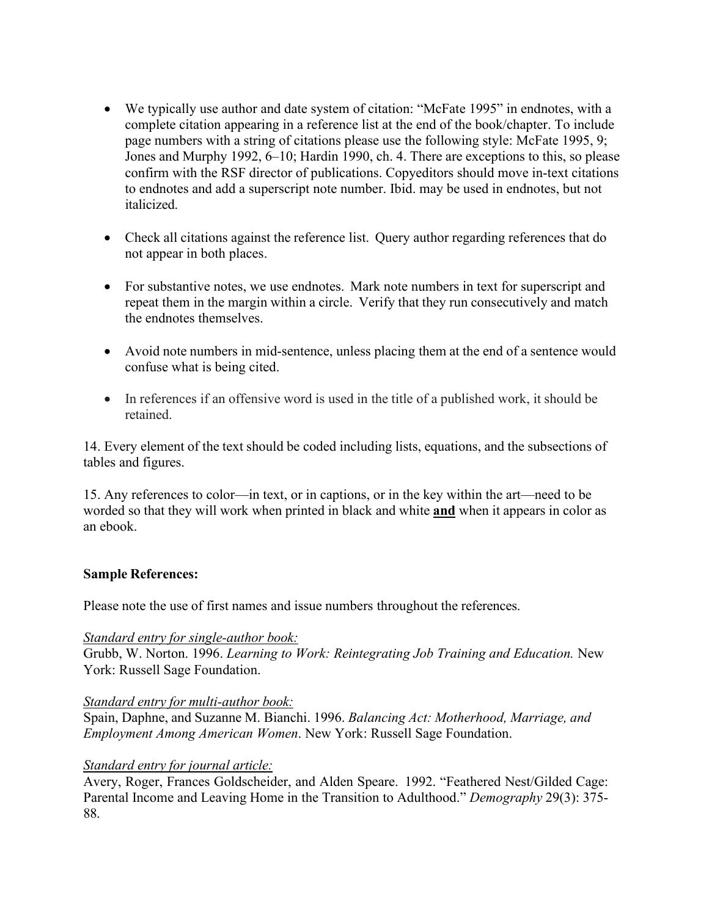- We typically use author and date system of citation: "McFate 1995" in endnotes, with a complete citation appearing in a reference list at the end of the book/chapter. To include page numbers with a string of citations please use the following style: McFate 1995, 9; Jones and Murphy 1992, 6–10; Hardin 1990, ch. 4. There are exceptions to this, so please confirm with the RSF director of publications. Copyeditors should move in-text citations to endnotes and add a superscript note number. Ibid. may be used in endnotes, but not italicized.

- Check all citations against the reference list. Query author regarding references that do not appear in both places.

- For substantive notes, we use endnotes. Mark note numbers in text for superscript and repeat them in the margin within a circle. Verify that they run consecutively and match the endnotes themselves.

- Avoid note numbers in mid-sentence, unless placing them at the end of a sentence would confuse what is being cited.

- In references if an offensive word is used in the title of a published work, it should be retained.

14. Every element of the text should be coded including lists, equations, and the subsections of tables and figures.

15. Any references to color—in text, or in captions, or in the key within the art—need to be worded so that they will work when printed in black and white **<u>and</u>** when it appears in color as an ebook.

**Sample References:**

Please note the use of first names and issue numbers throughout the references.

<u>*Standard entry for single-author book:*</u>
Grubb, W. Norton. 1996. *Learning to Work: Reintegrating Job Training and Education.* New York: Russell Sage Foundation.

<u>*Standard entry for multi-author book:*</u>
Spain, Daphne, and Suzanne M. Bianchi. 1996. *Balancing Act: Motherhood, Marriage, and Employment Among American Women*. New York: Russell Sage Foundation.

<u>*Standard entry for journal article:*</u>
Avery, Roger, Frances Goldscheider, and Alden Speare. 1992. "Feathered Nest/Gilded Cage: Parental Income and Leaving Home in the Transition to Adulthood." *Demography* 29(3): 375-88.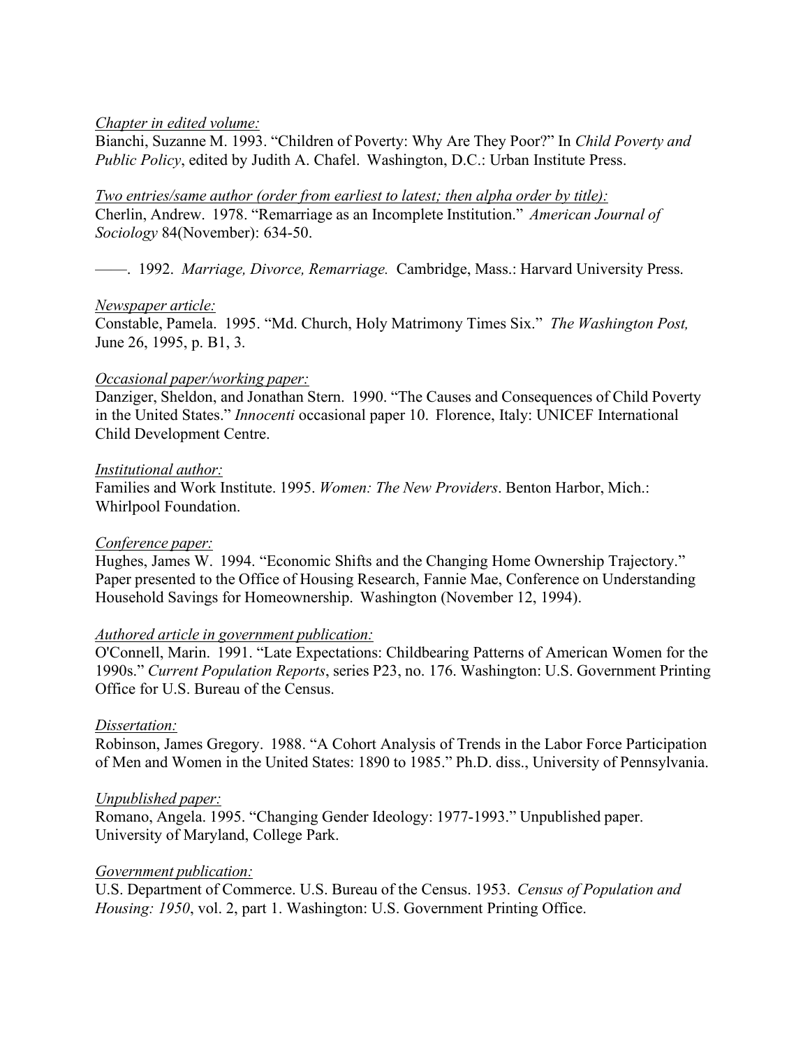*Chapter in edited volume:*
Bianchi, Suzanne M. 1993. "Children of Poverty: Why Are They Poor?" In *Child Poverty and Public Policy*, edited by Judith A. Chafel. Washington, D.C.: Urban Institute Press.

*Two entries/same author (order from earliest to latest; then alpha order by title):*
Cherlin, Andrew. 1978. "Remarriage as an Incomplete Institution." *American Journal of Sociology* 84(November): 634-50.

——. 1992. *Marriage, Divorce, Remarriage.* Cambridge, Mass.: Harvard University Press.

*Newspaper article:*
Constable, Pamela. 1995. "Md. Church, Holy Matrimony Times Six." *The Washington Post,* June 26, 1995, p. B1, 3.

*Occasional paper/working paper:*
Danziger, Sheldon, and Jonathan Stern. 1990. "The Causes and Consequences of Child Poverty in the United States." *Innocenti* occasional paper 10. Florence, Italy: UNICEF International Child Development Centre.

*Institutional author:*
Families and Work Institute. 1995. *Women: The New Providers*. Benton Harbor, Mich.: Whirlpool Foundation.

*Conference paper:*
Hughes, James W. 1994. "Economic Shifts and the Changing Home Ownership Trajectory." Paper presented to the Office of Housing Research, Fannie Mae, Conference on Understanding Household Savings for Homeownership. Washington (November 12, 1994).

*Authored article in government publication:*
O'Connell, Marin. 1991. "Late Expectations: Childbearing Patterns of American Women for the 1990s." *Current Population Reports*, series P23, no. 176. Washington: U.S. Government Printing Office for U.S. Bureau of the Census.

*Dissertation:*
Robinson, James Gregory. 1988. "A Cohort Analysis of Trends in the Labor Force Participation of Men and Women in the United States: 1890 to 1985." Ph.D. diss., University of Pennsylvania.

*Unpublished paper:*
Romano, Angela. 1995. "Changing Gender Ideology: 1977-1993." Unpublished paper. University of Maryland, College Park.

*Government publication:*
U.S. Department of Commerce. U.S. Bureau of the Census. 1953. *Census of Population and Housing: 1950*, vol. 2, part 1. Washington: U.S. Government Printing Office.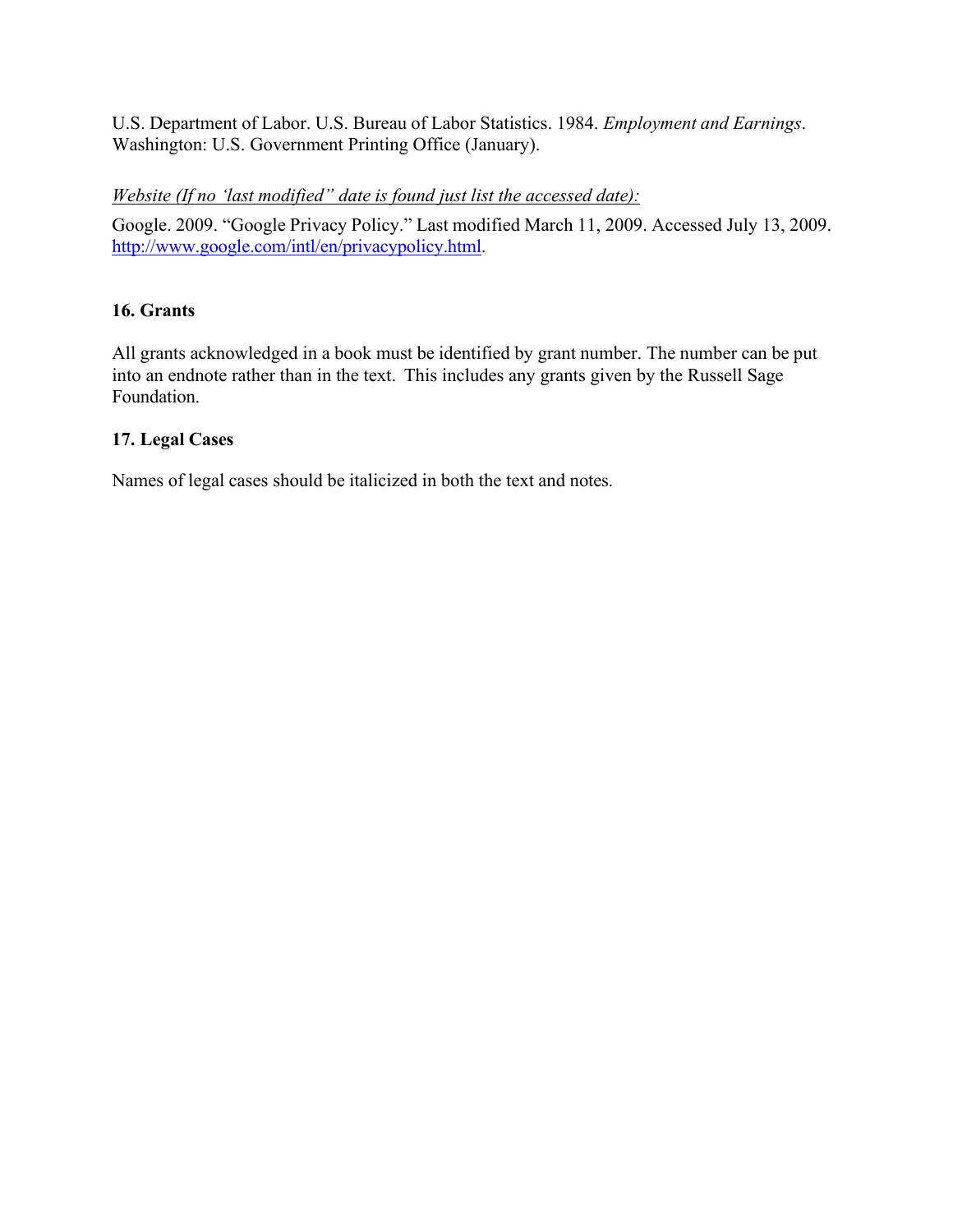U.S. Department of Labor. U.S. Bureau of Labor Statistics. 1984. *Employment and Earnings*. Washington: U.S. Government Printing Office (January).

*Website (If no 'last modified" date is found just list the accessed date):*

Google. 2009. "Google Privacy Policy." Last modified March 11, 2009. Accessed July 13, 2009. http://www.google.com/intl/en/privacypolicy.html.

**16. Grants**

All grants acknowledged in a book must be identified by grant number. The number can be put into an endnote rather than in the text. This includes any grants given by the Russell Sage Foundation.

**17. Legal Cases**

Names of legal cases should be italicized in both the text and notes.